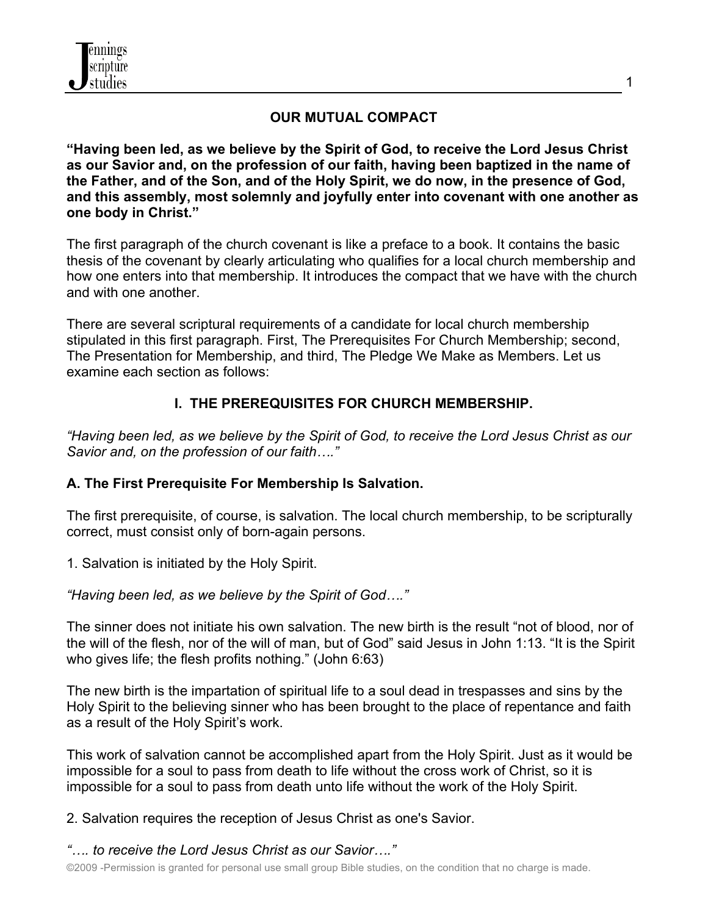# OUR MUTUAL COMPACT

**"Having been led, as we believe by the Spirit of God, to receive the Lord Jesus Christ as our Savior and, on the profession of our faith, having been baptized in the name of the Father, and of the Son, and of the Holy Spirit, we do now, in the presence of God, and this assembly, most solemnly and joyfully enter into covenant with one another as one body in Christ."**

The first paragraph of the church covenant is like a preface to a book. It contains the basic thesis of the covenant by clearly articulating who qualifies for a local church membership and how one enters into that membership. It introduces the compact that we have with the church and with one another.

There are several scriptural requirements of a candidate for local church membership stipulated in this first paragraph. First, The Prerequisites For Church Membership; second, The Presentation for Membership, and third, The Pledge We Make as Members. Let us examine each section as follows:

## I. THE PREREQUISITES FOR CHURCH MEMBERSHIP.

*"Having been led, as we believe by the Spirit of God, to receive the Lord Jesus Christ as our Savior and, on the profession of our faith…."*

### A. The First Prerequisite For Membership Is Salvation.

The first prerequisite, of course, is salvation. The local church membership, to be scripturally correct, must consist only of born-again persons.

1. Salvation is initiated by the Holy Spirit.

*"Having been led, as we believe by the Spirit of God…."*

The sinner does not initiate his own salvation. The new birth is the result "not of blood, nor of the will of the flesh, nor of the will of man, but of God" said Jesus in John 1:13. "It is the Spirit who gives life; the flesh profits nothing." (John 6:63)

The new birth is the impartation of spiritual life to a soul dead in trespasses and sins by the Holy Spirit to the believing sinner who has been brought to the place of repentance and faith as a result of the Holy Spirit's work.

This work of salvation cannot be accomplished apart from the Holy Spirit. Just as it would be impossible for a soul to pass from death to life without the cross work of Christ, so it is impossible for a soul to pass from death unto life without the work of the Holy Spirit.

2. Salvation requires the reception of Jesus Christ as one's Savior.

*"…. to receive the Lord Jesus Christ as our Savior…."*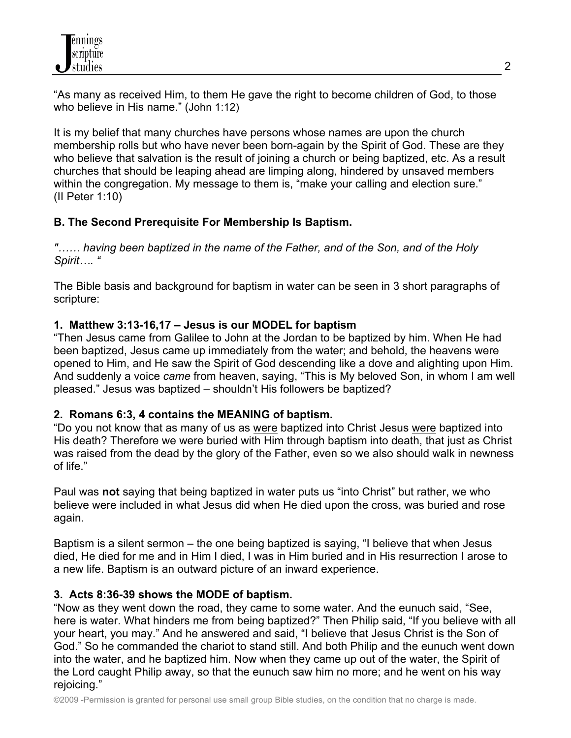"As many as received Him, to them He gave the right to become children of God, to those who believe in His name." (John 1:12)

It is my belief that many churches have persons whose names are upon the church membership rolls but who have never been born-again by the Spirit of God. These are they who believe that salvation is the result of joining a church or being baptized, etc. As a result churches that should be leaping ahead are limping along, hindered by unsaved members within the congregation. My message to them is, "make your calling and election sure." (II Peter 1:10)

**B. The Second Prerequisite For Membership Is Baptism.**

*"…… having been baptized in the name of the Father, and of the Son, and of the Holy Spirit…. "*

The Bible basis and background for baptism in water can be seen in 3 short paragraphs of scripture:

**1. Matthew 3:13-16,17 – Jesus is our MODEL for baptism**
"Then Jesus came from Galilee to John at the Jordan to be baptized by him. When He had been baptized, Jesus came up immediately from the water; and behold, the heavens were opened to Him, and He saw the Spirit of God descending like a dove and alighting upon Him. And suddenly a voice *came* from heaven, saying, "This is My beloved Son, in whom I am well pleased." Jesus was baptized – shouldn't His followers be baptized?

**2. Romans 6:3, 4 contains the MEANING of baptism.**
"Do you not know that as many of us as <u>were</u> baptized into Christ Jesus <u>were</u> baptized into His death? Therefore we <u>were</u> buried with Him through baptism into death, that just as Christ was raised from the dead by the glory of the Father, even so we also should walk in newness of life."

Paul was **not** saying that being baptized in water puts us "into Christ" but rather, we who believe were included in what Jesus did when He died upon the cross, was buried and rose again.

Baptism is a silent sermon – the one being baptized is saying, "I believe that when Jesus died, He died for me and in Him I died, I was in Him buried and in His resurrection I arose to a new life. Baptism is an outward picture of an inward experience.

**3. Acts 8:36-39 shows the MODE of baptism.**
"Now as they went down the road, they came to some water. And the eunuch said, "See, here is water. What hinders me from being baptized?" Then Philip said, "If you believe with all your heart, you may." And he answered and said, "I believe that Jesus Christ is the Son of God." So he commanded the chariot to stand still. And both Philip and the eunuch went down into the water, and he baptized him. Now when they came up out of the water, the Spirit of the Lord caught Philip away, so that the eunuch saw him no more; and he went on his way rejoicing."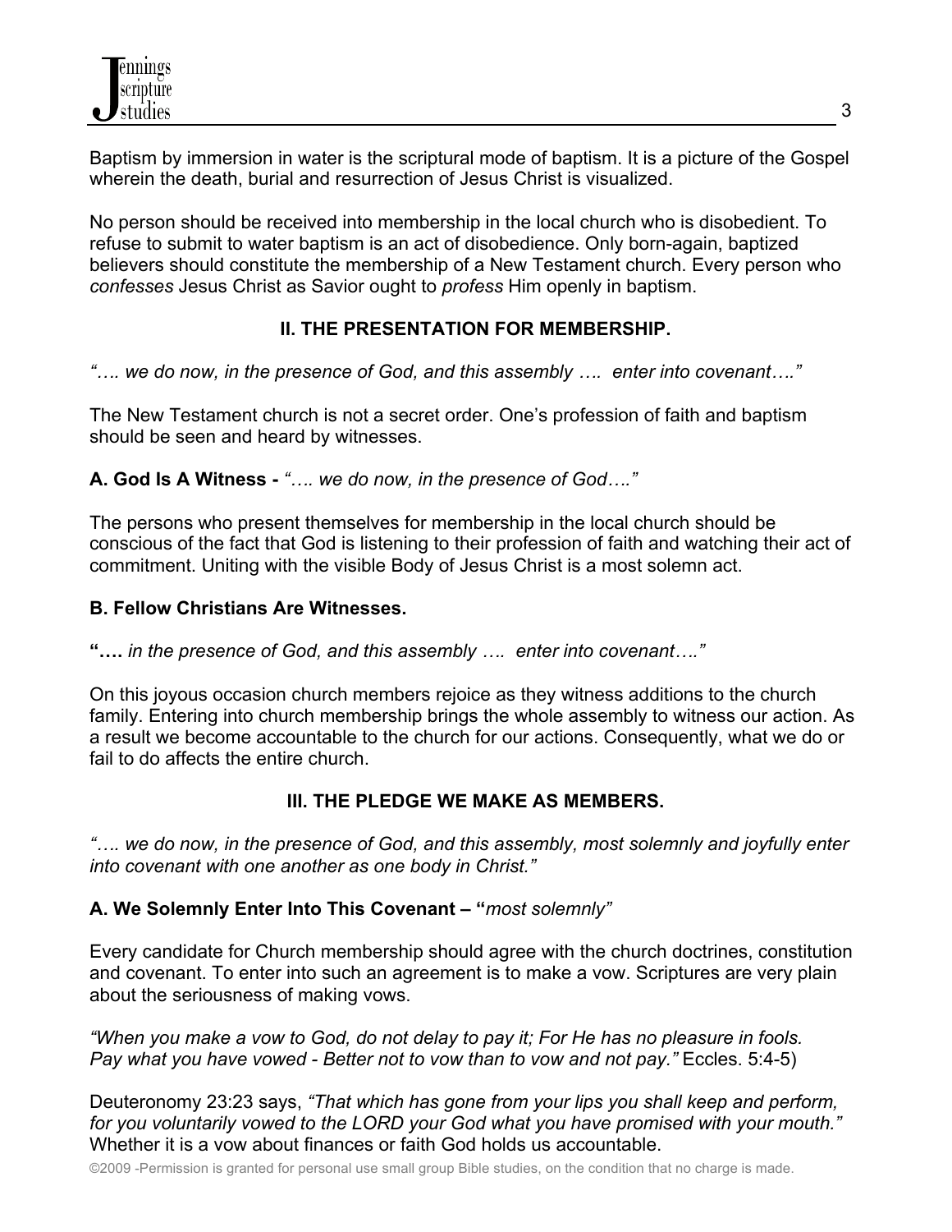Baptism by immersion in water is the scriptural mode of baptism. It is a picture of the Gospel wherein the death, burial and resurrection of Jesus Christ is visualized.

No person should be received into membership in the local church who is disobedient. To refuse to submit to water baptism is an act of disobedience. Only born-again, baptized believers should constitute the membership of a New Testament church. Every person who *confesses* Jesus Christ as Savior ought to *profess* Him openly in baptism.

## II. THE PRESENTATION FOR MEMBERSHIP.

*"…. we do now, in the presence of God, and this assembly …. enter into covenant…."*

The New Testament church is not a secret order. One's profession of faith and baptism should be seen and heard by witnesses.

**A. God Is A Witness -** *"…. we do now, in the presence of God…."*

The persons who present themselves for membership in the local church should be conscious of the fact that God is listening to their profession of faith and watching their act of commitment. Uniting with the visible Body of Jesus Christ is a most solemn act.

**B. Fellow Christians Are Witnesses.**

**"….** *in the presence of God, and this assembly …. enter into covenant…."*

On this joyous occasion church members rejoice as they witness additions to the church family. Entering into church membership brings the whole assembly to witness our action. As a result we become accountable to the church for our actions. Consequently, what we do or fail to do affects the entire church.

## III. THE PLEDGE WE MAKE AS MEMBERS.

*"…. we do now, in the presence of God, and this assembly, most solemnly and joyfully enter into covenant with one another as one body in Christ."*

**A. We Solemnly Enter Into This Covenant – "***most solemnly"*

Every candidate for Church membership should agree with the church doctrines, constitution and covenant. To enter into such an agreement is to make a vow. Scriptures are very plain about the seriousness of making vows.

*"When you make a vow to God, do not delay to pay it; For He has no pleasure in fools. Pay what you have vowed - Better not to vow than to vow and not pay."* Eccles. 5:4-5)

Deuteronomy 23:23 says, *"That which has gone from your lips you shall keep and perform, for you voluntarily vowed to the LORD your God what you have promised with your mouth."* Whether it is a vow about finances or faith God holds us accountable.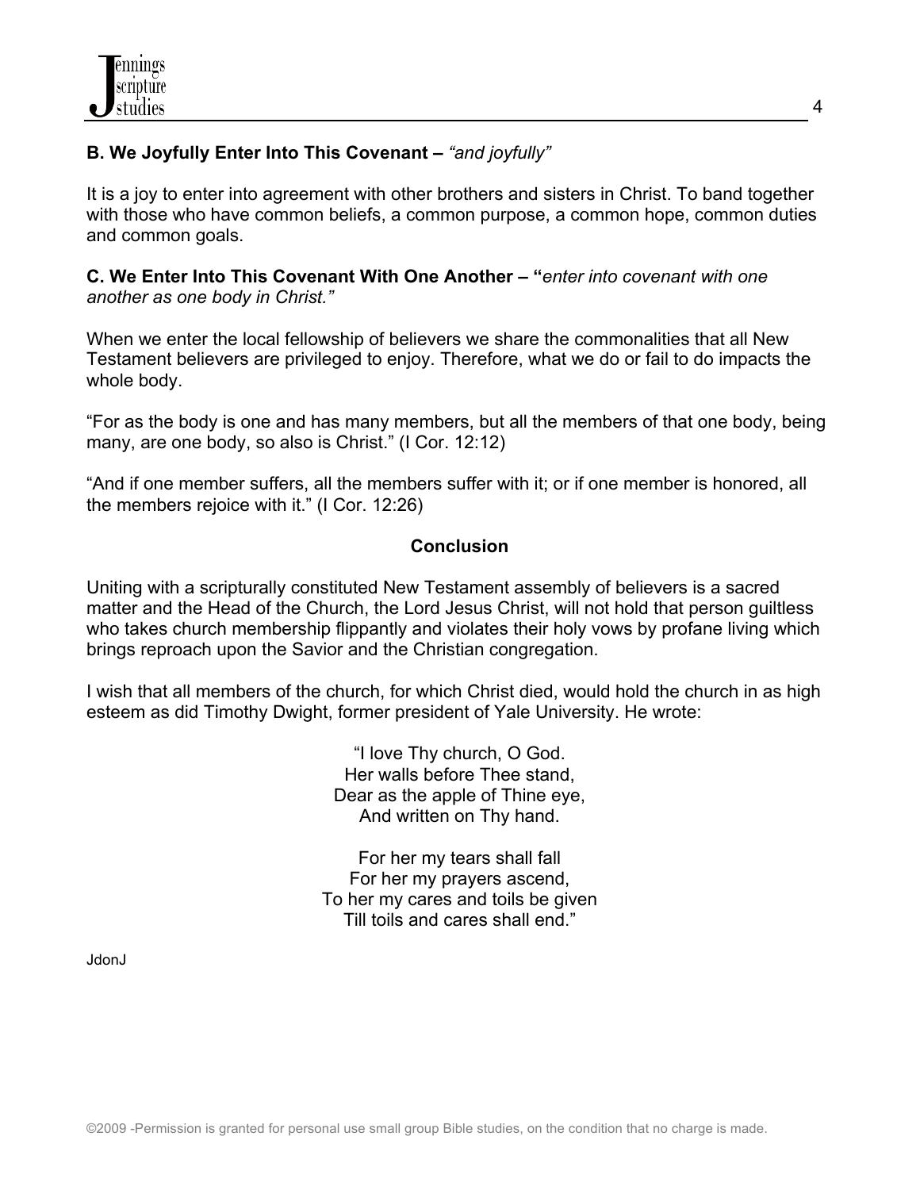**B. We Joyfully Enter Into This Covenant –** *"and joyfully"*

It is a joy to enter into agreement with other brothers and sisters in Christ. To band together with those who have common beliefs, a common purpose, a common hope, common duties and common goals.

**C. We Enter Into This Covenant With One Another – "***enter into covenant with one another as one body in Christ."*

When we enter the local fellowship of believers we share the commonalities that all New Testament believers are privileged to enjoy. Therefore, what we do or fail to do impacts the whole body.

"For as the body is one and has many members, but all the members of that one body, being many, are one body, so also is Christ." (I Cor. 12:12)

"And if one member suffers, all the members suffer with it; or if one member is honored, all the members rejoice with it." (I Cor. 12:26)

## Conclusion

Uniting with a scripturally constituted New Testament assembly of believers is a sacred matter and the Head of the Church, the Lord Jesus Christ, will not hold that person guiltless who takes church membership flippantly and violates their holy vows by profane living which brings reproach upon the Savior and the Christian congregation.

I wish that all members of the church, for which Christ died, would hold the church in as high esteem as did Timothy Dwight, former president of Yale University. He wrote:

"I love Thy church, O God.
Her walls before Thee stand,
Dear as the apple of Thine eye,
And written on Thy hand.

For her my tears shall fall
For her my prayers ascend,
To her my cares and toils be given
Till toils and cares shall end."

JdonJ

©2009 -Permission is granted for personal use small group Bible studies, on the condition that no charge is made.